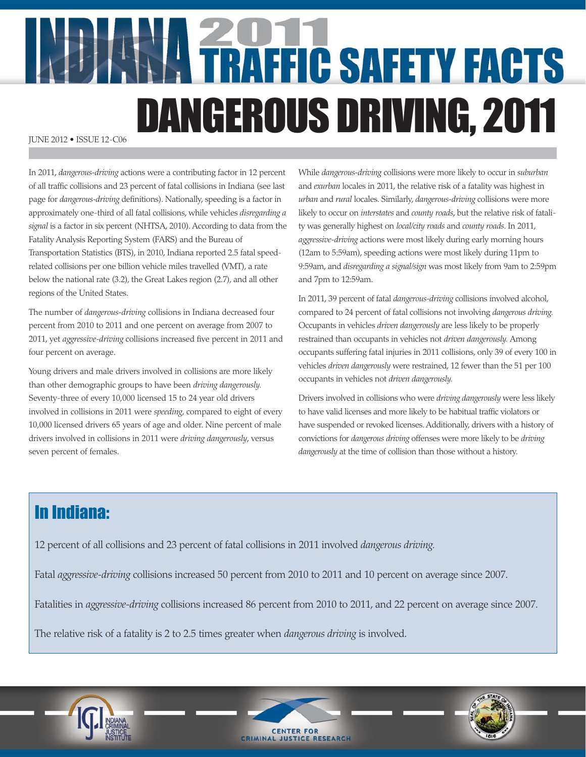# INDIANA 2011 TRAFFIC SAFETY FACTS

# DANGEROUS DRIVING, 2011

JUNE 2012 • ISSUE 12-C06

In 2011, *dangerous-driving* actions were a contributing factor in 12 percent of all traffic collisions and 23 percent of fatal collisions in Indiana (see last page for *dangerous-driving* definitions). Nationally, speeding is a factor in approximately one-third of all fatal collisions, while vehicles *disregarding a signal* is a factor in six percent (NHTSA, 2010). According to data from the Fatality Analysis Reporting System (FARS) and the Bureau of Transportation Statistics (BTS), in 2010, Indiana reported 2.5 fatal speed-related collisions per one billion vehicle miles travelled (VMT), a rate below the national rate (3.2), the Great Lakes region (2.7), and all other regions of the United States.

The number of *dangerous-driving* collisions in Indiana decreased four percent from 2010 to 2011 and one percent on average from 2007 to 2011, yet *aggressive-driving* collisions increased five percent in 2011 and four percent on average.

Young drivers and male drivers involved in collisions are more likely than other demographic groups to have been *driving dangerously.* Seventy-three of every 10,000 licensed 15 to 24 year old drivers involved in collisions in 2011 were *speeding*, compared to eight of every 10,000 licensed drivers 65 years of age and older. Nine percent of male drivers involved in collisions in 2011 were *driving dangerously*, versus seven percent of females.

While *dangerous-driving* collisions were more likely to occur in *suburban* and *exurban* locales in 2011, the relative risk of a fatality was highest in *urban* and *rural* locales. Similarly, *dangerous-driving* collisions were more likely to occur on *interstates* and *county roads*, but the relative risk of fatality was generally highest on *local/city roads* and *county roads.* In 2011, *aggressive-driving* actions were most likely during early morning hours (12am to 5:59am), speeding actions were most likely during 11pm to 9:59am, and *disregarding a signal/sign* was most likely from 9am to 2:59pm and 7pm to 12:59am.

In 2011, 39 percent of fatal *dangerous-driving* collisions involved alcohol, compared to 24 percent of fatal collisions not involving *dangerous driving.* Occupants in vehicles *driven dangerously* are less likely to be properly restrained than occupants in vehicles not *driven dangerously.* Among occupants suffering fatal injuries in 2011 collisions, only 39 of every 100 in vehicles *driven dangerously* were restrained, 12 fewer than the 51 per 100 occupants in vehicles not *driven dangerously.*

Drivers involved in collisions who were *driving dangerously* were less likely to have valid licenses and more likely to be habitual traffic violators or have suspended or revoked licenses. Additionally, drivers with a history of convictions for *dangerous driving* offenses were more likely to be *driving dangerously* at the time of collision than those without a history.

## In Indiana:

12 percent of all collisions and 23 percent of fatal collisions in 2011 involved *dangerous driving.*

Fatal *aggressive-driving* collisions increased 50 percent from 2010 to 2011 and 10 percent on average since 2007.

Fatalities in *aggressive-driving* collisions increased 86 percent from 2010 to 2011, and 22 percent on average since 2007.

The relative risk of a fatality is 2 to 2.5 times greater when *dangerous driving* is involved.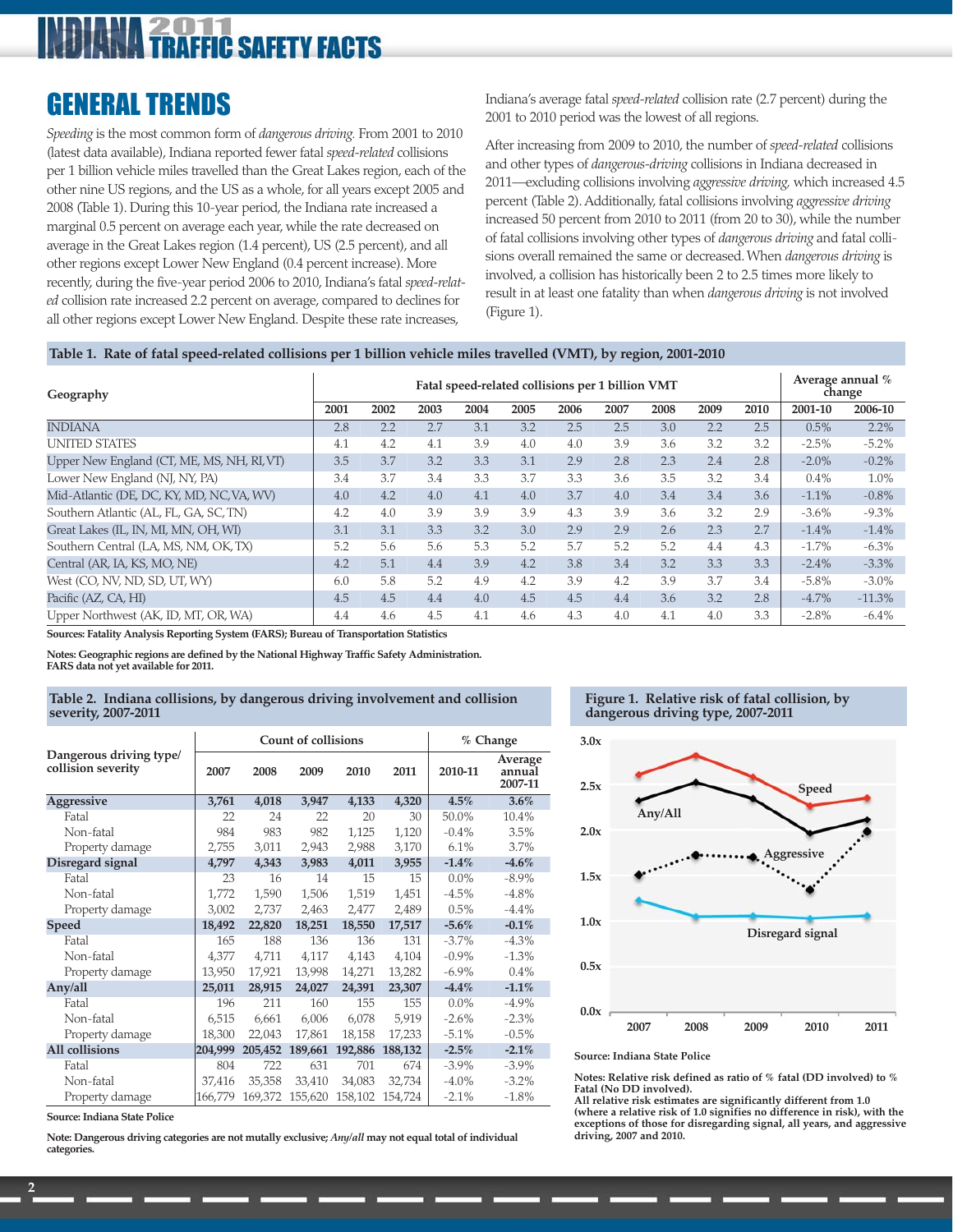# GENERAL TRENDS

*Speeding* is the most common form of *dangerous driving.* From 2001 to 2010 (latest data available), Indiana reported fewer fatal *speed-related* collisions per 1 billion vehicle miles travelled than the Great Lakes region, each of the other nine US regions, and the US as a whole, for all years except 2005 and 2008 (Table 1). During this 10-year period, the Indiana rate increased a marginal 0.5 percent on average each year, while the rate decreased on average in the Great Lakes region (1.4 percent), US (2.5 percent), and all other regions except Lower New England (0.4 percent increase). More recently, during the five-year period 2006 to 2010, Indiana's fatal *speed-related* collision rate increased 2.2 percent on average, compared to declines for all other regions except Lower New England. Despite these rate increases, Indiana's average fatal *speed-related* collision rate (2.7 percent) during the 2001 to 2010 period was the lowest of all regions.

After increasing from 2009 to 2010, the number of *speed-related* collisions and other types of *dangerous-driving* collisions in Indiana decreased in 2011—excluding collisions involving *aggressive driving,* which increased 4.5 percent (Table 2). Additionally, fatal collisions involving *aggressive driving* increased 50 percent from 2010 to 2011 (from 20 to 30), while the number of fatal collisions involving other types of *dangerous driving* and fatal collisions overall remained the same or decreased. When *dangerous driving* is involved, a collision has historically been 2 to 2.5 times more likely to result in at least one fatality than when *dangerous driving* is not involved (Figure 1).

**Table 1. Rate of fatal speed-related collisions per 1 billion vehicle miles travelled (VMT), by region, 2001-2010**

| Geography | Fatal speed-related collisions per 1 billion VMT | | | | | | | | | | Average annual % change | |
|---|---|---|---|---|---|---|---|---|---|---|---|---|
| | 2001 | 2002 | 2003 | 2004 | 2005 | 2006 | 2007 | 2008 | 2009 | 2010 | 2001-10 | 2006-10 |
| INDIANA | 2.8 | 2.2 | 2.7 | 3.1 | 3.2 | 2.5 | 2.5 | 3.0 | 2.2 | 2.5 | 0.5% | 2.2% |
| UNITED STATES | 4.1 | 4.2 | 4.1 | 3.9 | 4.0 | 4.0 | 3.9 | 3.6 | 3.2 | 3.2 | -2.5% | -5.2% |
| Upper New England (CT, ME, MS, NH, RI, VT) | 3.5 | 3.7 | 3.2 | 3.3 | 3.1 | 2.9 | 2.8 | 2.3 | 2.4 | 2.8 | -2.0% | -0.2% |
| Lower New England (NJ, NY, PA) | 3.4 | 3.7 | 3.4 | 3.3 | 3.7 | 3.3 | 3.6 | 3.5 | 3.2 | 3.4 | 0.4% | 1.0% |
| Mid-Atlantic (DE, DC, KY, MD, NC, VA, WV) | 4.0 | 4.2 | 4.0 | 4.1 | 4.0 | 3.7 | 4.0 | 3.4 | 3.4 | 3.6 | -1.1% | -0.8% |
| Southern Atlantic (AL, FL, GA, SC, TN) | 4.2 | 4.0 | 3.9 | 3.9 | 3.9 | 4.3 | 3.9 | 3.6 | 3.2 | 2.9 | -3.6% | -9.3% |
| Great Lakes (IL, IN, MI, MN, OH, WI) | 3.1 | 3.1 | 3.3 | 3.2 | 3.0 | 2.9 | 2.9 | 2.6 | 2.3 | 2.7 | -1.4% | -1.4% |
| Southern Central (LA, MS, NM, OK, TX) | 5.2 | 5.6 | 5.6 | 5.3 | 5.2 | 5.7 | 5.2 | 5.2 | 4.4 | 4.3 | -1.7% | -6.3% |
| Central (AR, IA, KS, MO, NE) | 4.2 | 5.1 | 4.4 | 3.9 | 4.2 | 3.8 | 3.4 | 3.2 | 3.3 | 3.3 | -2.4% | -3.3% |
| West (CO, NV, ND, SD, UT, WY) | 6.0 | 5.8 | 5.2 | 4.9 | 4.2 | 3.9 | 4.2 | 3.9 | 3.7 | 3.4 | -5.8% | -3.0% |
| Pacific (AZ, CA, HI) | 4.5 | 4.5 | 4.4 | 4.0 | 4.5 | 4.5 | 4.4 | 3.6 | 3.2 | 2.8 | -4.7% | -11.3% |
| Upper Northwest (AK, ID, MT, OR, WA) | 4.4 | 4.6 | 4.5 | 4.1 | 4.6 | 4.3 | 4.0 | 4.1 | 4.0 | 3.3 | -2.8% | -6.4% |

**Sources: Fatality Analysis Reporting System (FARS); Bureau of Transportation Statistics**

**Notes: Geographic regions are defined by the National Highway Traffic Safety Administration. FARS data not yet available for 2011.**

**Table 2. Indiana collisions, by dangerous driving involvement and collision severity, 2007-2011**

| Dangerous driving type/ collision severity | Count of collisions | | | | | % Change | |
|---|---|---|---|---|---|---|---|
| | 2007 | 2008 | 2009 | 2010 | 2011 | 2010-11 | Average annual 2007-11 |
| **Aggressive** | **3,761** | **4,018** | **3,947** | **4,133** | **4,320** | **4.5%** | **3.6%** |
| Fatal | 22 | 24 | 22 | 20 | 30 | 50.0% | 10.4% |
| Non-fatal | 984 | 983 | 982 | 1,125 | 1,120 | -0.4% | 3.5% |
| Property damage | 2,755 | 3,011 | 2,943 | 2,988 | 3,170 | 6.1% | 3.7% |
| **Disregard signal** | **4,797** | **4,343** | **3,983** | **4,011** | **3,955** | **-1.4%** | **-4.6%** |
| Fatal | 23 | 16 | 14 | 15 | 15 | 0.0% | -8.9% |
| Non-fatal | 1,772 | 1,590 | 1,506 | 1,519 | 1,451 | -4.5% | -4.8% |
| Property damage | 3,002 | 2,737 | 2,463 | 2,477 | 2,489 | 0.5% | -4.4% |
| **Speed** | **18,492** | **22,820** | **18,251** | **18,550** | **17,517** | **-5.6%** | **-0.1%** |
| Fatal | 165 | 188 | 136 | 136 | 131 | -3.7% | -4.3% |
| Non-fatal | 4,377 | 4,711 | 4,117 | 4,143 | 4,104 | -0.9% | -1.3% |
| Property damage | 13,950 | 17,921 | 13,998 | 14,271 | 13,282 | -6.9% | 0.4% |
| **Any/all** | **25,011** | **28,915** | **24,027** | **24,391** | **23,307** | **-4.4%** | **-1.1%** |
| Fatal | 196 | 211 | 160 | 155 | 155 | 0.0% | -4.9% |
| Non-fatal | 6,515 | 6,661 | 6,006 | 6,078 | 5,919 | -2.6% | -2.3% |
| Property damage | 18,300 | 22,043 | 17,861 | 18,158 | 17,233 | -5.1% | -0.5% |
| **All collisions** | **204,999** | **205,452** | **189,661** | **192,886** | **188,132** | **-2.5%** | **-2.1%** |
| Fatal | 804 | 722 | 631 | 701 | 674 | -3.9% | -3.9% |
| Non-fatal | 37,416 | 35,358 | 33,410 | 34,083 | 32,734 | -4.0% | -3.2% |
| Property damage | 166,779 | 169,372 | 155,620 | 158,102 | 154,724 | -2.1% | -1.8% |

**Source: Indiana State Police**

**Note: Dangerous driving categories are not mutally exclusive; *Any/all* may not equal total of individual categories.**

**Figure 1. Relative risk of fatal collision, by dangerous driving type, 2007-2011**

**Source: Indiana State Police**

**Notes: Relative risk defined as ratio of % fatal (DD involved) to % Fatal (No DD involved).**
**All relative risk estimates are significantly different from 1.0 (where a relative risk of 1.0 signifies no difference in risk), with the exceptions of those for disregarding signal, all years, and aggressive driving, 2007 and 2010.**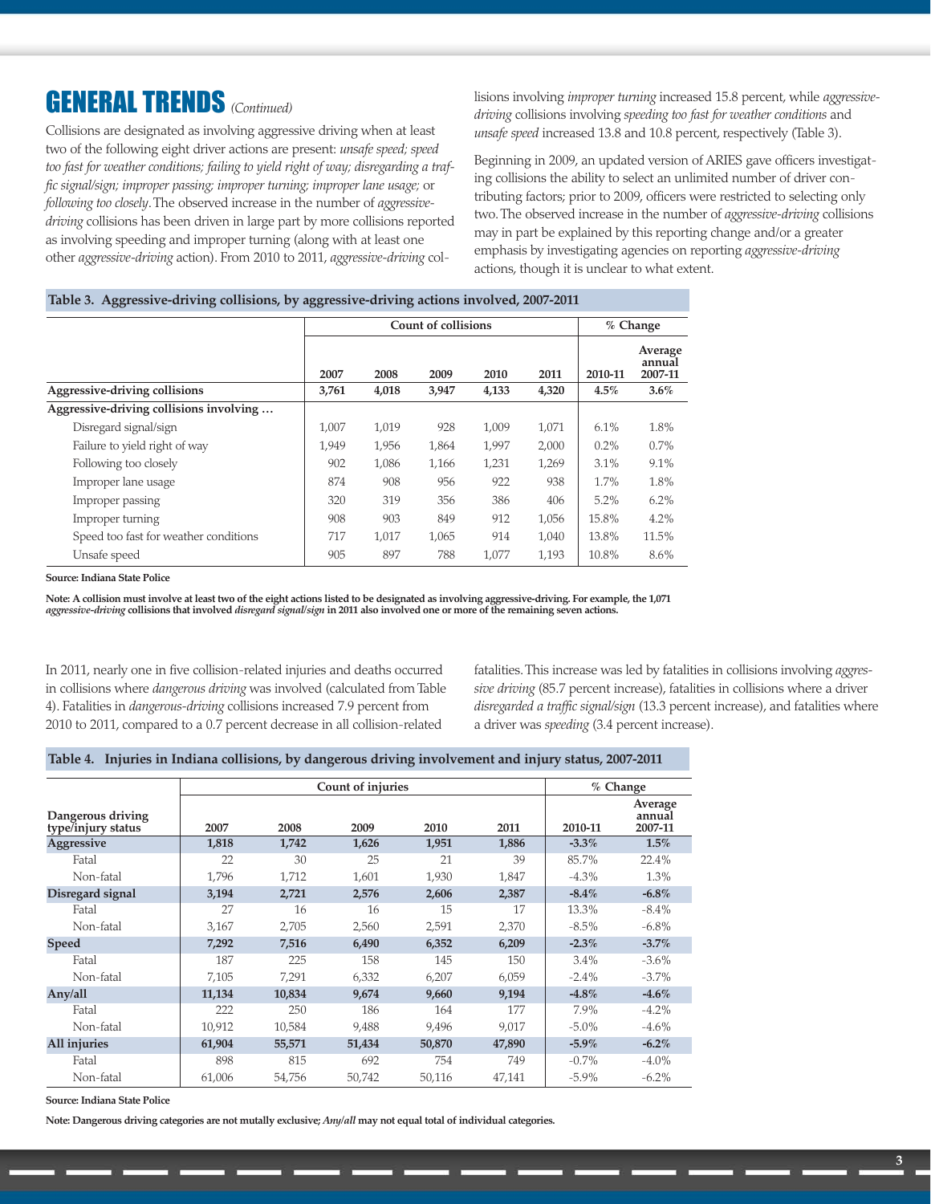## GENERAL TRENDS *(Continued)*

Collisions are designated as involving aggressive driving when at least two of the following eight driver actions are present: *unsafe speed; speed too fast for weather conditions; failing to yield right of way; disregarding a traffic signal/sign; improper passing; improper turning; improper lane usage;* or *following too closely*. The observed increase in the number of *aggressive-driving* collisions has been driven in large part by more collisions reported as involving speeding and improper turning (along with at least one other *aggressive-driving* action). From 2010 to 2011, *aggressive-driving* collisions involving *improper turning* increased 15.8 percent, while *aggressive-driving* collisions involving *speeding too fast for weather conditions* and *unsafe speed* increased 13.8 and 10.8 percent, respectively (Table 3).

Beginning in 2009, an updated version of ARIES gave officers investigating collisions the ability to select an unlimited number of driver contributing factors; prior to 2009, officers were restricted to selecting only two. The observed increase in the number of *aggressive-driving* collisions may in part be explained by this reporting change and/or a greater emphasis by investigating agencies on reporting *aggressive-driving* actions, though it is unclear to what extent.

**Table 3. Aggressive-driving collisions, by aggressive-driving actions involved, 2007-2011**

| | Count of collisions | | | | | % Change | |
|---|---|---|---|---|---|---|---|
| | 2007 | 2008 | 2009 | 2010 | 2011 | 2010-11 | Average annual 2007-11 |
| **Aggressive-driving collisions** | **3,761** | **4,018** | **3,947** | **4,133** | **4,320** | **4.5%** | **3.6%** |
| **Aggressive-driving collisions involving …** | | | | | | | |
| Disregard signal/sign | 1,007 | 1,019 | 928 | 1,009 | 1,071 | 6.1% | 1.8% |
| Failure to yield right of way | 1,949 | 1,956 | 1,864 | 1,997 | 2,000 | 0.2% | 0.7% |
| Following too closely | 902 | 1,086 | 1,166 | 1,231 | 1,269 | 3.1% | 9.1% |
| Improper lane usage | 874 | 908 | 956 | 922 | 938 | 1.7% | 1.8% |
| Improper passing | 320 | 319 | 356 | 386 | 406 | 5.2% | 6.2% |
| Improper turning | 908 | 903 | 849 | 912 | 1,056 | 15.8% | 4.2% |
| Speed too fast for weather conditions | 717 | 1,017 | 1,065 | 914 | 1,040 | 13.8% | 11.5% |
| Unsafe speed | 905 | 897 | 788 | 1,077 | 1,193 | 10.8% | 8.6% |

**Source: Indiana State Police**

**Note: A collision must involve at least two of the eight actions listed to be designated as involving aggressive-driving. For example, the 1,071 *aggressive-driving* collisions that involved *disregard signal/sign* in 2011 also involved one or more of the remaining seven actions.**

In 2011, nearly one in five collision-related injuries and deaths occurred in collisions where *dangerous driving* was involved (calculated from Table 4). Fatalities in *dangerous-driving* collisions increased 7.9 percent from 2010 to 2011, compared to a 0.7 percent decrease in all collision-related fatalities. This increase was led by fatalities in collisions involving *aggressive driving* (85.7 percent increase), fatalities in collisions where a driver *disregarded a traffic signal/sign* (13.3 percent increase), and fatalities where a driver was *speeding* (3.4 percent increase).

**Table 4. Injuries in Indiana collisions, by dangerous driving involvement and injury status, 2007-2011**

| | Count of injuries | | | | | % Change | |
|---|---|---|---|---|---|---|---|
| Dangerous driving type/injury status | 2007 | 2008 | 2009 | 2010 | 2011 | 2010-11 | Average annual 2007-11 |
| **Aggressive** | **1,818** | **1,742** | **1,626** | **1,951** | **1,886** | **-3.3%** | **1.5%** |
| Fatal | 22 | 30 | 25 | 21 | 39 | 85.7% | 22.4% |
| Non-fatal | 1,796 | 1,712 | 1,601 | 1,930 | 1,847 | -4.3% | 1.3% |
| **Disregard signal** | **3,194** | **2,721** | **2,576** | **2,606** | **2,387** | **-8.4%** | **-6.8%** |
| Fatal | 27 | 16 | 16 | 15 | 17 | 13.3% | -8.4% |
| Non-fatal | 3,167 | 2,705 | 2,560 | 2,591 | 2,370 | -8.5% | -6.8% |
| **Speed** | **7,292** | **7,516** | **6,490** | **6,352** | **6,209** | **-2.3%** | **-3.7%** |
| Fatal | 187 | 225 | 158 | 145 | 150 | 3.4% | -3.6% |
| Non-fatal | 7,105 | 7,291 | 6,332 | 6,207 | 6,059 | -2.4% | -3.7% |
| **Any/all** | **11,134** | **10,834** | **9,674** | **9,660** | **9,194** | **-4.8%** | **-4.6%** |
| Fatal | 222 | 250 | 186 | 164 | 177 | 7.9% | -4.2% |
| Non-fatal | 10,912 | 10,584 | 9,488 | 9,496 | 9,017 | -5.0% | -4.6% |
| **All injuries** | **61,904** | **55,571** | **51,434** | **50,870** | **47,890** | **-5.9%** | **-6.2%** |
| Fatal | 898 | 815 | 692 | 754 | 749 | -0.7% | -4.0% |
| Non-fatal | 61,006 | 54,756 | 50,742 | 50,116 | 47,141 | -5.9% | -6.2% |

**Source: Indiana State Police**

**Note: Dangerous driving categories are not mutally exclusive; *Any/all* may not equal total of individual categories.**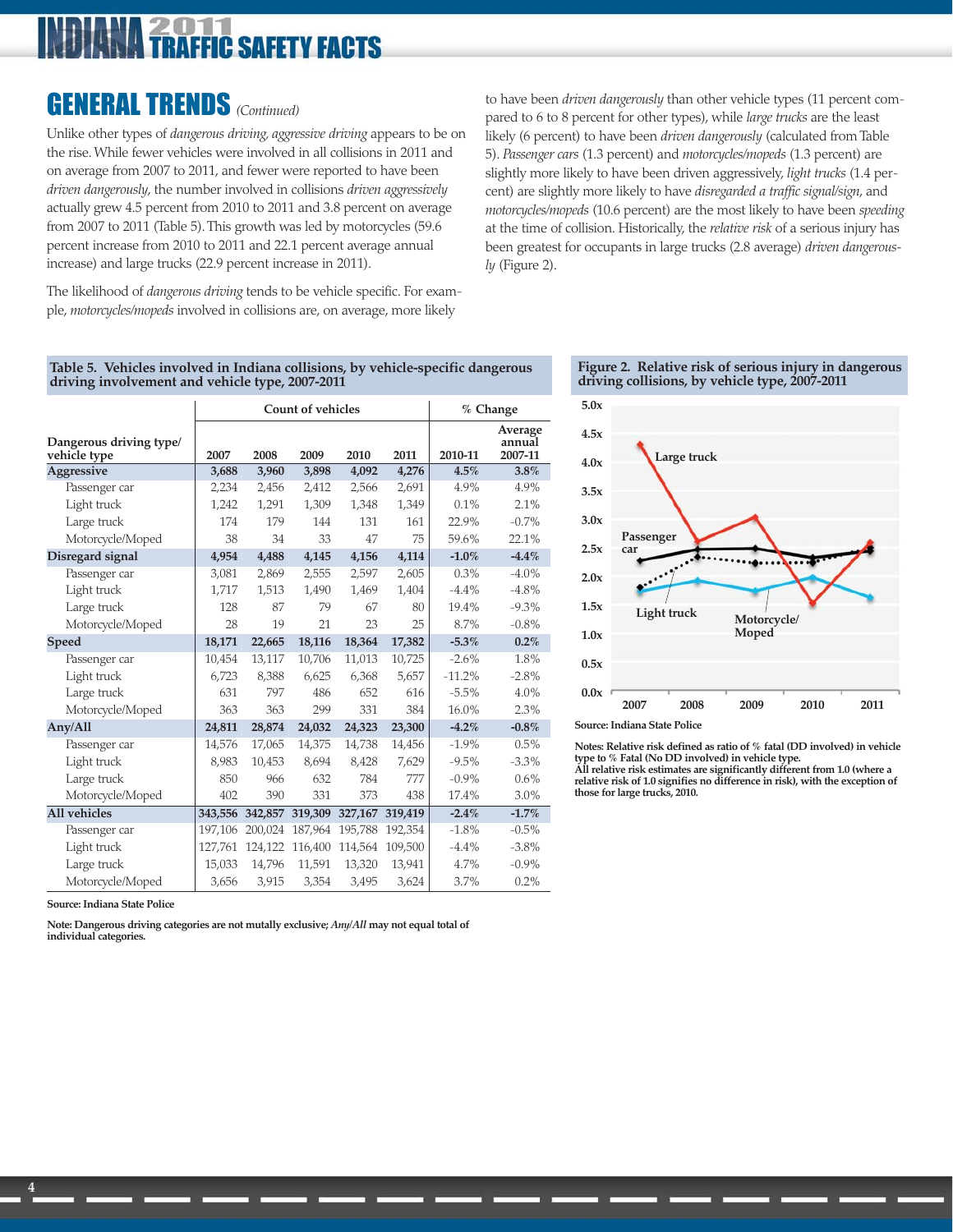## GENERAL TRENDS *(Continued)*

Unlike other types of *dangerous driving, aggressive driving* appears to be on the rise. While fewer vehicles were involved in all collisions in 2011 and on average from 2007 to 2011, and fewer were reported to have been *driven dangerously*, the number involved in collisions *driven aggressively* actually grew 4.5 percent from 2010 to 2011 and 3.8 percent on average from 2007 to 2011 (Table 5). This growth was led by motorcycles (59.6 percent increase from 2010 to 2011 and 22.1 percent average annual increase) and large trucks (22.9 percent increase in 2011).

The likelihood of *dangerous driving* tends to be vehicle specific. For example, *motorcycles/mopeds* involved in collisions are, on average, more likely to have been *driven dangerously* than other vehicle types (11 percent compared to 6 to 8 percent for other types), while *large trucks* are the least likely (6 percent) to have been *driven dangerously* (calculated from Table 5). *Passenger cars* (1.3 percent) and *motorcycles/mopeds* (1.3 percent) are slightly more likely to have been driven aggressively, *light trucks* (1.4 percent) are slightly more likely to have *disregarded a traffic signal/sign*, and *motorcycles/mopeds* (10.6 percent) are the most likely to have been *speeding* at the time of collision. Historically, the *relative risk* of a serious injury has been greatest for occupants in large trucks (2.8 average) *driven dangerously* (Figure 2).

**Table 5. Vehicles involved in Indiana collisions, by vehicle-specific dangerous driving involvement and vehicle type, 2007-2011**

| Dangerous driving type/ vehicle type | Count of vehicles | | | | | % Change | |
|---|---|---|---|---|---|---|---|
| | 2007 | 2008 | 2009 | 2010 | 2011 | 2010-11 | Average annual 2007-11 |
| **Aggressive** | **3,688** | **3,960** | **3,898** | **4,092** | **4,276** | **4.5%** | **3.8%** |
| Passenger car | 2,234 | 2,456 | 2,412 | 2,566 | 2,691 | 4.9% | 4.9% |
| Light truck | 1,242 | 1,291 | 1,309 | 1,348 | 1,349 | 0.1% | 2.1% |
| Large truck | 174 | 179 | 144 | 131 | 161 | 22.9% | -0.7% |
| Motorcycle/Moped | 38 | 34 | 33 | 47 | 75 | 59.6% | 22.1% |
| **Disregard signal** | **4,954** | **4,488** | **4,145** | **4,156** | **4,114** | **-1.0%** | **-4.4%** |
| Passenger car | 3,081 | 2,869 | 2,555 | 2,597 | 2,605 | 0.3% | -4.0% |
| Light truck | 1,717 | 1,513 | 1,490 | 1,469 | 1,404 | -4.4% | -4.8% |
| Large truck | 128 | 87 | 79 | 67 | 80 | 19.4% | -9.3% |
| Motorcycle/Moped | 28 | 19 | 21 | 23 | 25 | 8.7% | -0.8% |
| **Speed** | **18,171** | **22,665** | **18,116** | **18,364** | **17,382** | **-5.3%** | **0.2%** |
| Passenger car | 10,454 | 13,117 | 10,706 | 11,013 | 10,725 | -2.6% | 1.8% |
| Light truck | 6,723 | 8,388 | 6,625 | 6,368 | 5,657 | -11.2% | -2.8% |
| Large truck | 631 | 797 | 486 | 652 | 616 | -5.5% | 4.0% |
| Motorcycle/Moped | 363 | 363 | 299 | 331 | 384 | 16.0% | 2.3% |
| **Any/All** | **24,811** | **28,874** | **24,032** | **24,323** | **23,300** | **-4.2%** | **-0.8%** |
| Passenger car | 14,576 | 17,065 | 14,375 | 14,738 | 14,456 | -1.9% | 0.5% |
| Light truck | 8,983 | 10,453 | 8,694 | 8,428 | 7,629 | -9.5% | -3.3% |
| Large truck | 850 | 966 | 632 | 784 | 777 | -0.9% | 0.6% |
| Motorcycle/Moped | 402 | 390 | 331 | 373 | 438 | 17.4% | 3.0% |
| **All vehicles** | **343,556** | **342,857** | **319,309** | **327,167** | **319,419** | **-2.4%** | **-1.7%** |
| Passenger car | 197,106 | 200,024 | 187,964 | 195,788 | 192,354 | -1.8% | -0.5% |
| Light truck | 127,761 | 124,122 | 116,400 | 114,564 | 109,500 | -4.4% | -3.8% |
| Large truck | 15,033 | 14,796 | 11,591 | 13,320 | 13,941 | 4.7% | -0.9% |
| Motorcycle/Moped | 3,656 | 3,915 | 3,354 | 3,495 | 3,624 | 3.7% | 0.2% |

**Source: Indiana State Police**

**Note: Dangerous driving categories are not mutally exclusive; *Any/All* may not equal total of individual categories.**

**Figure 2. Relative risk of serious injury in dangerous driving collisions, by vehicle type, 2007-2011**

**Source: Indiana State Police**

**Notes: Relative risk defined as ratio of % fatal (DD involved) in vehicle type to % Fatal (No DD involved) in vehicle type.**
**All relative risk estimates are significantly different from 1.0 (where a relative risk of 1.0 signifies no difference in risk), with the exception of those for large trucks, 2010.**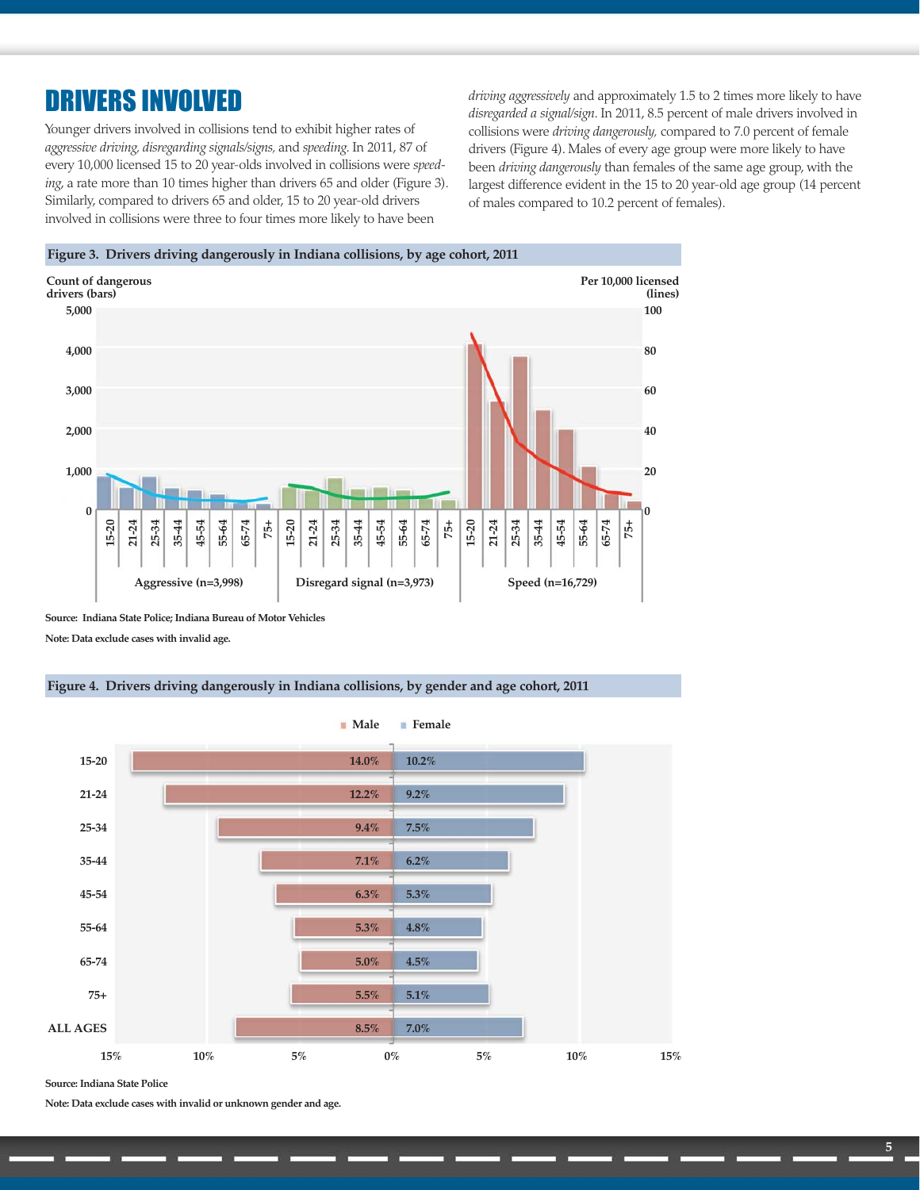# DRIVERS INVOLVED

Younger drivers involved in collisions tend to exhibit higher rates of *aggressive driving, disregarding signals/signs,* and *speeding*. In 2011, 87 of every 10,000 licensed 15 to 20 year-olds involved in collisions were *speeding*, a rate more than 10 times higher than drivers 65 and older (Figure 3). Similarly, compared to drivers 65 and older, 15 to 20 year-old drivers involved in collisions were three to four times more likely to have been *driving aggressively* and approximately 1.5 to 2 times more likely to have *disregarded a signal/sign*. In 2011, 8.5 percent of male drivers involved in collisions were *driving dangerously,* compared to 7.0 percent of female drivers (Figure 4). Males of every age group were more likely to have been *driving dangerously* than females of the same age group, with the largest difference evident in the 15 to 20 year-old age group (14 percent of males compared to 10.2 percent of females).

**Figure 3. Drivers driving dangerously in Indiana collisions, by age cohort, 2011**

Count of dangerous drivers (bars); Per 10,000 licensed (lines)

Categories: Aggressive (n=3,998); Disregard signal (n=3,973); Speed (n=16,729)

Age cohorts: 15-20, 21-24, 25-34, 35-44, 45-54, 55-64, 65-74, 75+

Source: Indiana State Police; Indiana Bureau of Motor Vehicles

Note: Data exclude cases with invalid age.

**Figure 4. Drivers driving dangerously in Indiana collisions, by gender and age cohort, 2011**

| Age | Male | Female |
|---|---|---|
| 15-20 | 14.0% | 10.2% |
| 21-24 | 12.2% | 9.2% |
| 25-34 | 9.4% | 7.5% |
| 35-44 | 7.1% | 6.2% |
| 45-54 | 6.3% | 5.3% |
| 55-64 | 5.3% | 4.8% |
| 65-74 | 5.0% | 4.5% |
| 75+ | 5.5% | 5.1% |
| ALL AGES | 8.5% | 7.0% |

Source: Indiana State Police

Note: Data exclude cases with invalid or unknown gender and age.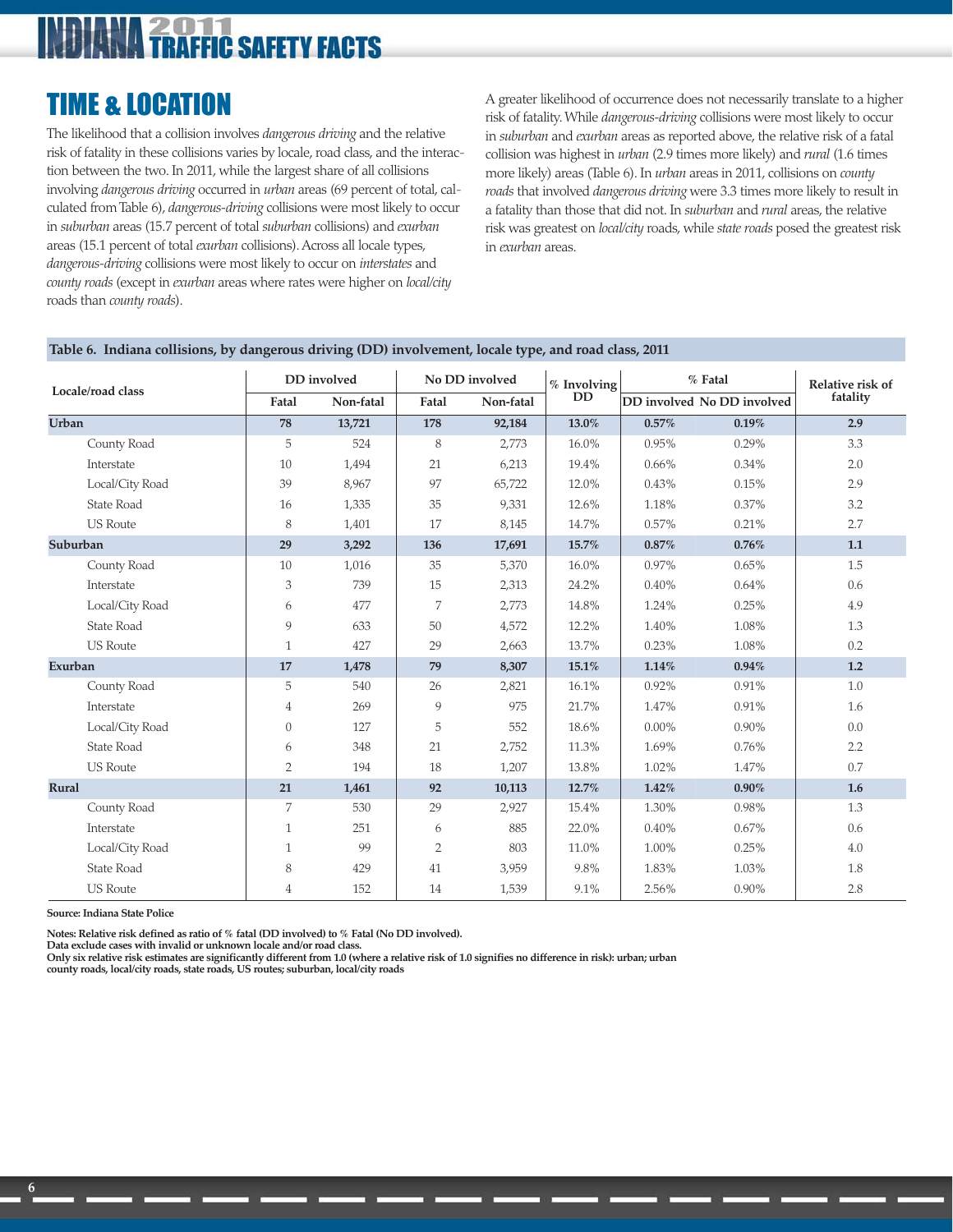## TIME & LOCATION

The likelihood that a collision involves *dangerous driving* and the relative risk of fatality in these collisions varies by locale, road class, and the interaction between the two. In 2011, while the largest share of all collisions involving *dangerous driving* occurred in *urban* areas (69 percent of total, calculated from Table 6), *dangerous-driving* collisions were most likely to occur in *suburban* areas (15.7 percent of total *suburban* collisions) and *exurban* areas (15.1 percent of total *exurban* collisions). Across all locale types, *dangerous-driving* collisions were most likely to occur on *interstates* and *county roads* (except in *exurban* areas where rates were higher on *local/city* roads than *county roads*).

A greater likelihood of occurrence does not necessarily translate to a higher risk of fatality. While *dangerous-driving* collisions were most likely to occur in *suburban* and *exurban* areas as reported above, the relative risk of a fatal collision was highest in *urban* (2.9 times more likely) and *rural* (1.6 times more likely) areas (Table 6). In *urban* areas in 2011, collisions on *county roads* that involved *dangerous driving* were 3.3 times more likely to result in a fatality than those that did not. In *suburban* and *rural* areas, the relative risk was greatest on *local/city* roads, while *state roads* posed the greatest risk in *exurban* areas.

**Table 6. Indiana collisions, by dangerous driving (DD) involvement, locale type, and road class, 2011**

| Locale/road class | DD involved | | No DD involved | | % Involving DD | % Fatal | | Relative risk of fatality |
|---|---|---|---|---|---|---|---|---|
| | Fatal | Non-fatal | Fatal | Non-fatal | | DD involved | No DD involved | |
| **Urban** | **78** | **13,721** | **178** | **92,184** | **13.0%** | **0.57%** | **0.19%** | **2.9** |
| County Road | 5 | 524 | 8 | 2,773 | 16.0% | 0.95% | 0.29% | 3.3 |
| Interstate | 10 | 1,494 | 21 | 6,213 | 19.4% | 0.66% | 0.34% | 2.0 |
| Local/City Road | 39 | 8,967 | 97 | 65,722 | 12.0% | 0.43% | 0.15% | 2.9 |
| State Road | 16 | 1,335 | 35 | 9,331 | 12.6% | 1.18% | 0.37% | 3.2 |
| US Route | 8 | 1,401 | 17 | 8,145 | 14.7% | 0.57% | 0.21% | 2.7 |
| **Suburban** | **29** | **3,292** | **136** | **17,691** | **15.7%** | **0.87%** | **0.76%** | **1.1** |
| County Road | 10 | 1,016 | 35 | 5,370 | 16.0% | 0.97% | 0.65% | 1.5 |
| Interstate | 3 | 739 | 15 | 2,313 | 24.2% | 0.40% | 0.64% | 0.6 |
| Local/City Road | 6 | 477 | 7 | 2,773 | 14.8% | 1.24% | 0.25% | 4.9 |
| State Road | 9 | 633 | 50 | 4,572 | 12.2% | 1.40% | 1.08% | 1.3 |
| US Route | 1 | 427 | 29 | 2,663 | 13.7% | 0.23% | 1.08% | 0.2 |
| **Exurban** | **17** | **1,478** | **79** | **8,307** | **15.1%** | **1.14%** | **0.94%** | **1.2** |
| County Road | 5 | 540 | 26 | 2,821 | 16.1% | 0.92% | 0.91% | 1.0 |
| Interstate | 4 | 269 | 9 | 975 | 21.7% | 1.47% | 0.91% | 1.6 |
| Local/City Road | 0 | 127 | 5 | 552 | 18.6% | 0.00% | 0.90% | 0.0 |
| State Road | 6 | 348 | 21 | 2,752 | 11.3% | 1.69% | 0.76% | 2.2 |
| US Route | 2 | 194 | 18 | 1,207 | 13.8% | 1.02% | 1.47% | 0.7 |
| **Rural** | **21** | **1,461** | **92** | **10,113** | **12.7%** | **1.42%** | **0.90%** | **1.6** |
| County Road | 7 | 530 | 29 | 2,927 | 15.4% | 1.30% | 0.98% | 1.3 |
| Interstate | 1 | 251 | 6 | 885 | 22.0% | 0.40% | 0.67% | 0.6 |
| Local/City Road | 1 | 99 | 2 | 803 | 11.0% | 1.00% | 0.25% | 4.0 |
| State Road | 8 | 429 | 41 | 3,959 | 9.8% | 1.83% | 1.03% | 1.8 |
| US Route | 4 | 152 | 14 | 1,539 | 9.1% | 2.56% | 0.90% | 2.8 |

**Source: Indiana State Police**

**Notes: Relative risk defined as ratio of % fatal (DD involved) to % Fatal (No DD involved).**
**Data exclude cases with invalid or unknown locale and/or road class.**
**Only six relative risk estimates are significantly different from 1.0 (where a relative risk of 1.0 signifies no difference in risk): urban; urban county roads, local/city roads, state roads, US routes; suburban, local/city roads**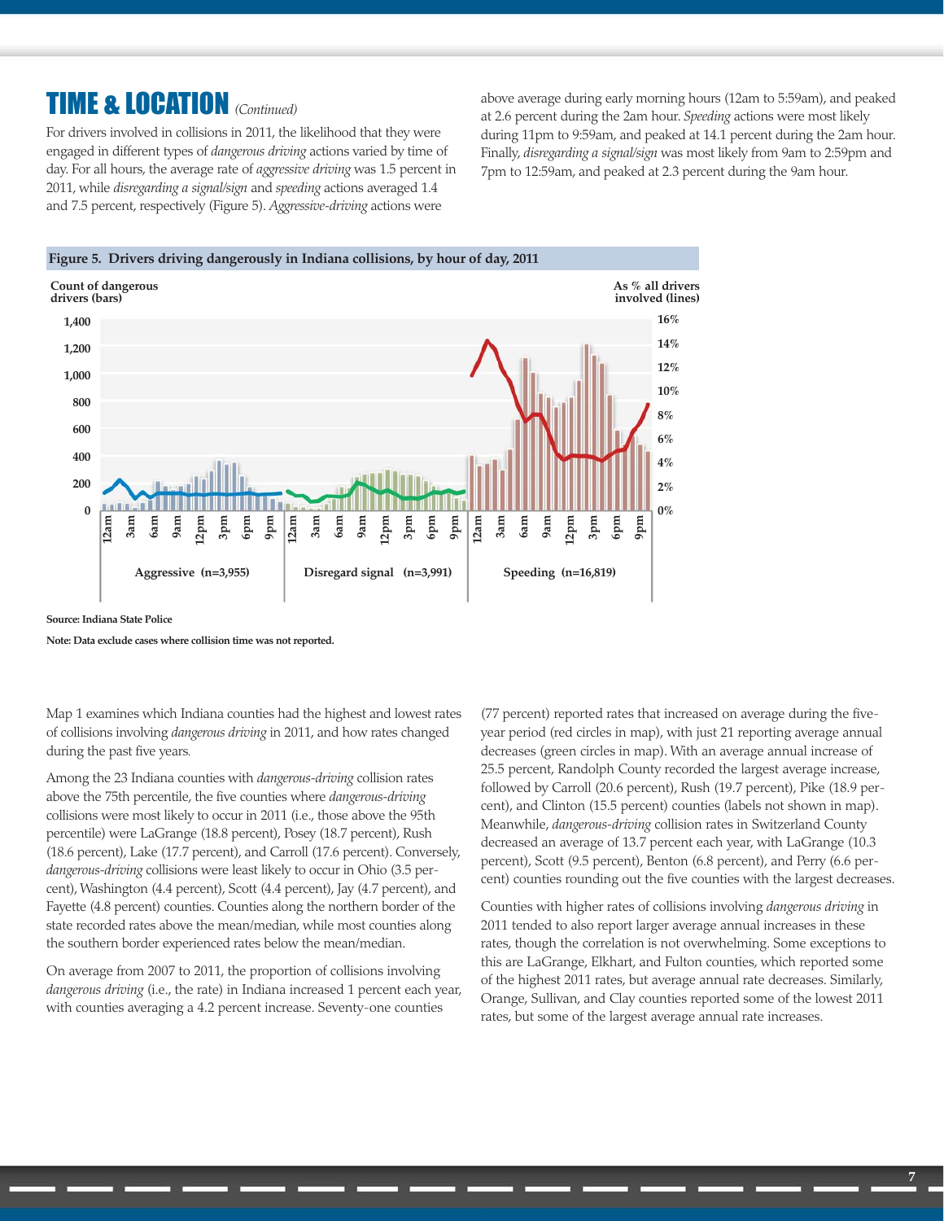# TIME & LOCATION *(Continued)*

For drivers involved in collisions in 2011, the likelihood that they were engaged in different types of *dangerous driving* actions varied by time of day. For all hours, the average rate of *aggressive driving* was 1.5 percent in 2011, while *disregarding a signal/sign* and *speeding* actions averaged 1.4 and 7.5 percent, respectively (Figure 5). *Aggressive-driving* actions were above average during early morning hours (12am to 5:59am), and peaked at 2.6 percent during the 2am hour. *Speeding* actions were most likely during 11pm to 9:59am, and peaked at 14.1 percent during the 2am hour. Finally, *disregarding a signal/sign* was most likely from 9am to 2:59pm and 7pm to 12:59am, and peaked at 2.3 percent during the 9am hour.

**Figure 5. Drivers driving dangerously in Indiana collisions, by hour of day, 2011**

Count of dangerous drivers (bars) | As % all drivers involved (lines)

Aggressive (n=3,955) | Disregard signal (n=3,991) | Speeding (n=16,819)

**Source: Indiana State Police**

**Note: Data exclude cases where collision time was not reported.**

Map 1 examines which Indiana counties had the highest and lowest rates of collisions involving *dangerous driving* in 2011, and how rates changed during the past five years.

Among the 23 Indiana counties with *dangerous-driving* collision rates above the 75th percentile, the five counties where *dangerous-driving* collisions were most likely to occur in 2011 (i.e., those above the 95th percentile) were LaGrange (18.8 percent), Posey (18.7 percent), Rush (18.6 percent), Lake (17.7 percent), and Carroll (17.6 percent). Conversely, *dangerous-driving* collisions were least likely to occur in Ohio (3.5 percent), Washington (4.4 percent), Scott (4.4 percent), Jay (4.7 percent), and Fayette (4.8 percent) counties. Counties along the northern border of the state recorded rates above the mean/median, while most counties along the southern border experienced rates below the mean/median.

On average from 2007 to 2011, the proportion of collisions involving *dangerous driving* (i.e., the rate) in Indiana increased 1 percent each year, with counties averaging a 4.2 percent increase. Seventy-one counties (77 percent) reported rates that increased on average during the five-year period (red circles in map), with just 21 reporting average annual decreases (green circles in map). With an average annual increase of 25.5 percent, Randolph County recorded the largest average increase, followed by Carroll (20.6 percent), Rush (19.7 percent), Pike (18.9 percent), and Clinton (15.5 percent) counties (labels not shown in map). Meanwhile, *dangerous-driving* collision rates in Switzerland County decreased an average of 13.7 percent each year, with LaGrange (10.3 percent), Scott (9.5 percent), Benton (6.8 percent), and Perry (6.6 percent) counties rounding out the five counties with the largest decreases.

Counties with higher rates of collisions involving *dangerous driving* in 2011 tended to also report larger average annual increases in these rates, though the correlation is not overwhelming. Some exceptions to this are LaGrange, Elkhart, and Fulton counties, which reported some of the highest 2011 rates, but average annual rate decreases. Similarly, Orange, Sullivan, and Clay counties reported some of the lowest 2011 rates, but some of the largest average annual rate increases.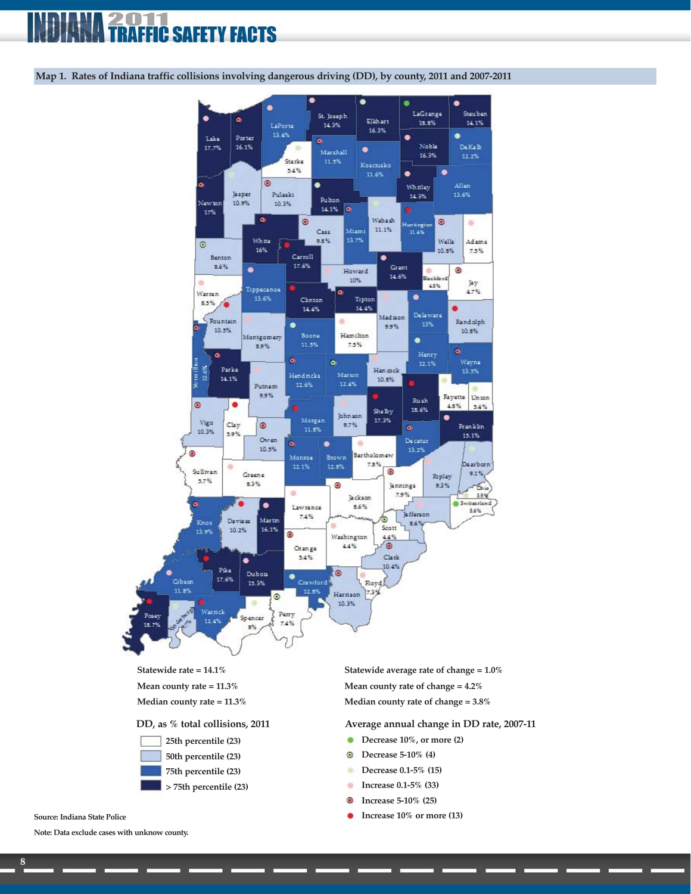# INDIANA 2011 TRAFFIC SAFETY FACTS

**Map 1. Rates of Indiana traffic collisions involving dangerous driving (DD), by county, 2011 and 2007-2011**

| County | DD rate |
|---|---|
| Lake | 17.7% |
| Porter | 16.1% |
| LaPorte | 13.4% |
| St. Joseph | 14.3% |
| Elkhart | 16.3% |
| LaGrange | 18.8% |
| Steuben | 14.1% |
| Starke | 5.4% |
| Marshall | 11.5% |
| Kosciusko | 11.6% |
| Noble | 16.3% |
| DeKalb | 12.2% |
| Newton | 17% |
| Jasper | 10.9% |
| Pulaski | 10.3% |
| Fulton | 14.1% |
| Whitley | 14.3% |
| Allen | 13.6% |
| Wabash | 11.1% |
| Huntington | 11.4% |
| Wells | 10.8% |
| Adams | 7.5% |
| Benton | 8.6% |
| White | 16% |
| Cass | 9.8% |
| Miami | 13.7% |
| Carroll | 17.6% |
| Howard | 10% |
| Grant | 14.6% |
| Blackford | 4.8% |
| Jay | 4.7% |
| Warren | 6.5% |
| Tippecanoe | 13.6% |
| Clinton | 14.4% |
| Tipton | 14.4% |
| Madison | 9.9% |
| Delaware | 13% |
| Randolph | 10.8% |
| Fountain | 10.5% |
| Montgomery | 8.9% |
| Boone | 11.5% |
| Hamilton | 7.5% |
| Henry | 12.1% |
| Wayne | 13.5% |
| Vermillion | 12.6% |
| Parke | 14.1% |
| Putnam | 9.9% |
| Hendricks | 12.6% |
| Marion | 12.4% |
| Hancock | 10.8% |
| Rush | 18.6% |
| Fayette | 4.8% |
| Union | 5.4% |
| Shelby | 17.3% |
| Johnson | 9.7% |
| Morgan | 11.8% |
| Vigo | 10.3% |
| Clay | 5.9% |
| Owen | 10.5% |
| Franklin | 15.1% |
| Decatur | 13.2% |
| Monroe | 12.1% |
| Brown | 12.8% |
| Bartholomew | 7.8% |
| Dearborn | 9.1% |
| Ripley | 9.3% |
| Sullivan | 5.7% |
| Greene | 8.3% |
| Jennings | 7.9% |
| Ohio | 3.5% |
| Switzerland | 5.6% |
| Jackson | 8.6% |
| Lawrence | 7.4% |
| Jefferson | 8.6% |
| Knox | 13.9% |
| Daviess | 10.2% |
| Martin | 16.1% |
| Scott | 4.4% |
| Washington | 4.4% |
| Orange | 5.4% |
| Clark | 10.4% |
| Pike | 17.6% |
| Dubois | 15.3% |
| Crawford | 12.8% |
| Floyd | 7.3% |
| Gibson | 11.8% |
| Harrison | 10.3% |
| Posey | 18.7% |
| Warrick | 12.4% |
| Spencer | 8% |
| Perry | 7.4% |

Statewide rate = 14.1%

Mean county rate = 11.3%

Median county rate = 11.3%

Statewide average rate of change = 1.0%

Mean county rate of change = 4.2%

Median county rate of change = 3.8%

**DD, as % total collisions, 2011**

- 25th percentile (23)
- 50th percentile (23)
- 75th percentile (23)
- > 75th percentile (23)

**Average annual change in DD rate, 2007-11**

- Decrease 10%, or more (2)
- Decrease 5-10% (4)
- Decrease 0.1-5% (15)
- Increase 0.1-5% (33)
- Increase 5-10% (25)
- Increase 10% or more (13)

Source: Indiana State Police

Note: Data exclude cases with unknow county.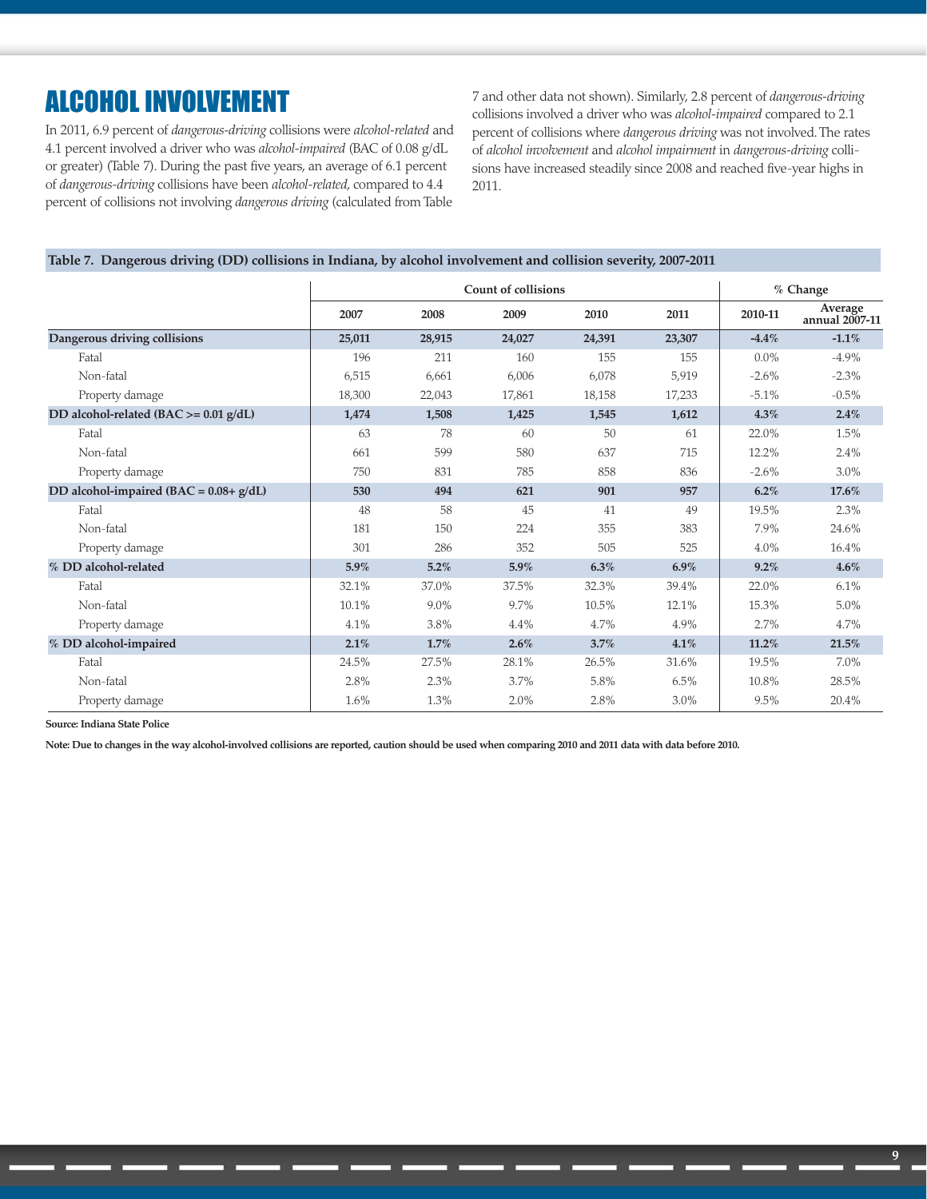# ALCOHOL INVOLVEMENT

In 2011, 6.9 percent of *dangerous-driving* collisions were *alcohol-related* and 4.1 percent involved a driver who was *alcohol-impaired* (BAC of 0.08 g/dL or greater) (Table 7). During the past five years, an average of 6.1 percent of *dangerous-driving* collisions have been *alcohol-related*, compared to 4.4 percent of collisions not involving *dangerous driving* (calculated from Table 7 and other data not shown). Similarly, 2.8 percent of *dangerous-driving* collisions involved a driver who was *alcohol-impaired* compared to 2.1 percent of collisions where *dangerous driving* was not involved. The rates of *alcohol involvement* and *alcohol impairment* in *dangerous-driving* collisions have increased steadily since 2008 and reached five-year highs in 2011.

**Table 7. Dangerous driving (DD) collisions in Indiana, by alcohol involvement and collision severity, 2007-2011**

| | Count of collisions | | | | | % Change | |
|---|---|---|---|---|---|---|---|
| | 2007 | 2008 | 2009 | 2010 | 2011 | 2010-11 | Average annual 2007-11 |
| **Dangerous driving collisions** | **25,011** | **28,915** | **24,027** | **24,391** | **23,307** | **-4.4%** | **-1.1%** |
| Fatal | 196 | 211 | 160 | 155 | 155 | 0.0% | -4.9% |
| Non-fatal | 6,515 | 6,661 | 6,006 | 6,078 | 5,919 | -2.6% | -2.3% |
| Property damage | 18,300 | 22,043 | 17,861 | 18,158 | 17,233 | -5.1% | -0.5% |
| **DD alcohol-related (BAC >= 0.01 g/dL)** | **1,474** | **1,508** | **1,425** | **1,545** | **1,612** | **4.3%** | **2.4%** |
| Fatal | 63 | 78 | 60 | 50 | 61 | 22.0% | 1.5% |
| Non-fatal | 661 | 599 | 580 | 637 | 715 | 12.2% | 2.4% |
| Property damage | 750 | 831 | 785 | 858 | 836 | -2.6% | 3.0% |
| **DD alcohol-impaired (BAC = 0.08+ g/dL)** | **530** | **494** | **621** | **901** | **957** | **6.2%** | **17.6%** |
| Fatal | 48 | 58 | 45 | 41 | 49 | 19.5% | 2.3% |
| Non-fatal | 181 | 150 | 224 | 355 | 383 | 7.9% | 24.6% |
| Property damage | 301 | 286 | 352 | 505 | 525 | 4.0% | 16.4% |
| **% DD alcohol-related** | **5.9%** | **5.2%** | **5.9%** | **6.3%** | **6.9%** | **9.2%** | **4.6%** |
| Fatal | 32.1% | 37.0% | 37.5% | 32.3% | 39.4% | 22.0% | 6.1% |
| Non-fatal | 10.1% | 9.0% | 9.7% | 10.5% | 12.1% | 15.3% | 5.0% |
| Property damage | 4.1% | 3.8% | 4.4% | 4.7% | 4.9% | 2.7% | 4.7% |
| **% DD alcohol-impaired** | **2.1%** | **1.7%** | **2.6%** | **3.7%** | **4.1%** | **11.2%** | **21.5%** |
| Fatal | 24.5% | 27.5% | 28.1% | 26.5% | 31.6% | 19.5% | 7.0% |
| Non-fatal | 2.8% | 2.3% | 3.7% | 5.8% | 6.5% | 10.8% | 28.5% |
| Property damage | 1.6% | 1.3% | 2.0% | 2.8% | 3.0% | 9.5% | 20.4% |

**Source: Indiana State Police**

**Note: Due to changes in the way alcohol-involved collisions are reported, caution should be used when comparing 2010 and 2011 data with data before 2010.**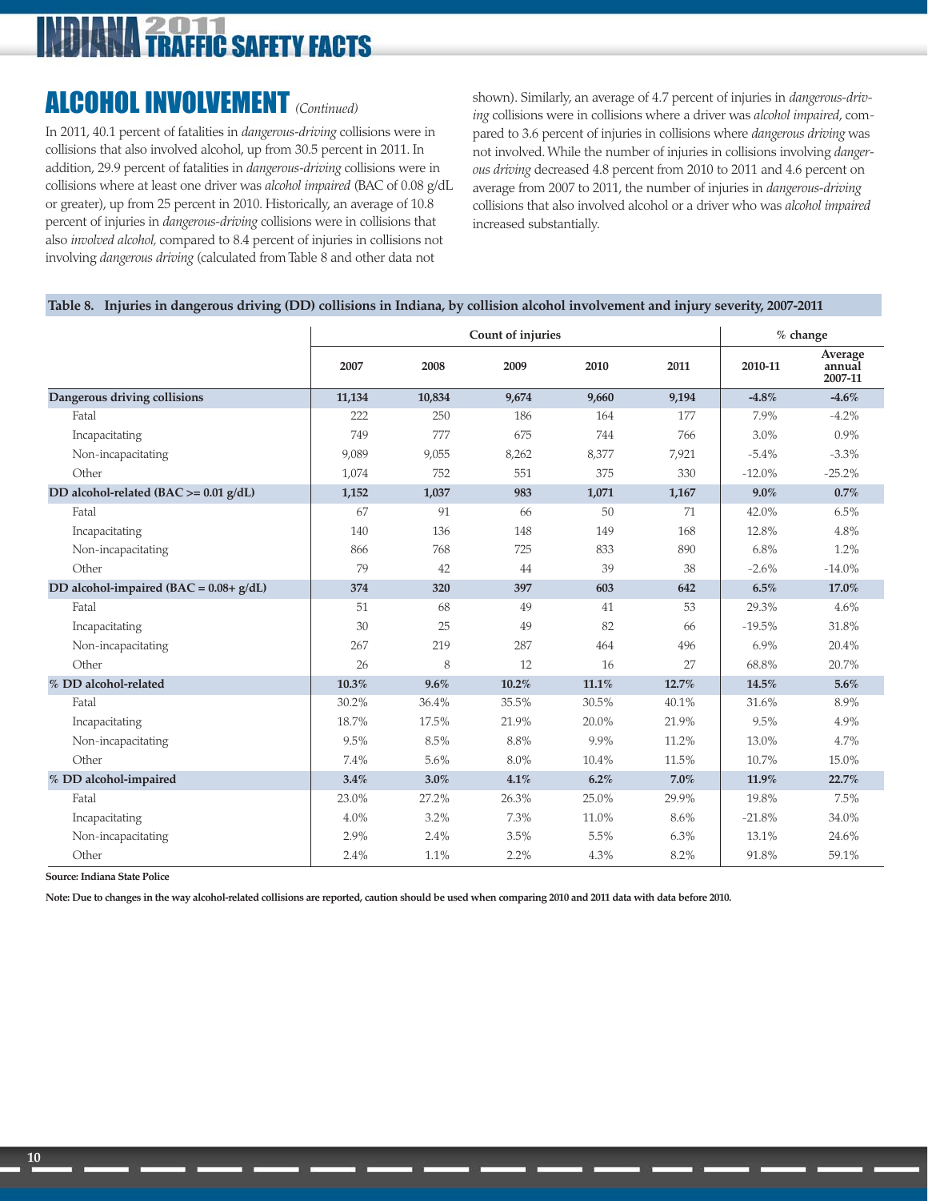## ALCOHOL INVOLVEMENT *(Continued)*

In 2011, 40.1 percent of fatalities in *dangerous-driving* collisions were in collisions that also involved alcohol, up from 30.5 percent in 2011. In addition, 29.9 percent of fatalities in *dangerous-driving* collisions were in collisions where at least one driver was *alcohol impaired* (BAC of 0.08 g/dL or greater), up from 25 percent in 2010. Historically, an average of 10.8 percent of injuries in *dangerous-driving* collisions were in collisions that also *involved alcohol,* compared to 8.4 percent of injuries in collisions not involving *dangerous driving* (calculated from Table 8 and other data not shown). Similarly, an average of 4.7 percent of injuries in *dangerous-driving* collisions were in collisions where a driver was *alcohol impaired*, compared to 3.6 percent of injuries in collisions where *dangerous driving* was not involved. While the number of injuries in collisions involving *dangerous driving* decreased 4.8 percent from 2010 to 2011 and 4.6 percent on average from 2007 to 2011, the number of injuries in *dangerous-driving* collisions that also involved alcohol or a driver who was *alcohol impaired* increased substantially.

**Table 8. Injuries in dangerous driving (DD) collisions in Indiana, by collision alcohol involvement and injury severity, 2007-2011**

| | Count of injuries | | | | | % change | |
|---|---|---|---|---|---|---|---|
| | 2007 | 2008 | 2009 | 2010 | 2011 | 2010-11 | Average annual 2007-11 |
| **Dangerous driving collisions** | **11,134** | **10,834** | **9,674** | **9,660** | **9,194** | **-4.8%** | **-4.6%** |
| Fatal | 222 | 250 | 186 | 164 | 177 | 7.9% | -4.2% |
| Incapacitating | 749 | 777 | 675 | 744 | 766 | 3.0% | 0.9% |
| Non-incapacitating | 9,089 | 9,055 | 8,262 | 8,377 | 7,921 | -5.4% | -3.3% |
| Other | 1,074 | 752 | 551 | 375 | 330 | -12.0% | -25.2% |
| **DD alcohol-related (BAC >= 0.01 g/dL)** | **1,152** | **1,037** | **983** | **1,071** | **1,167** | **9.0%** | **0.7%** |
| Fatal | 67 | 91 | 66 | 50 | 71 | 42.0% | 6.5% |
| Incapacitating | 140 | 136 | 148 | 149 | 168 | 12.8% | 4.8% |
| Non-incapacitating | 866 | 768 | 725 | 833 | 890 | 6.8% | 1.2% |
| Other | 79 | 42 | 44 | 39 | 38 | -2.6% | -14.0% |
| **DD alcohol-impaired (BAC = 0.08+ g/dL)** | **374** | **320** | **397** | **603** | **642** | **6.5%** | **17.0%** |
| Fatal | 51 | 68 | 49 | 41 | 53 | 29.3% | 4.6% |
| Incapacitating | 30 | 25 | 49 | 82 | 66 | -19.5% | 31.8% |
| Non-incapacitating | 267 | 219 | 287 | 464 | 496 | 6.9% | 20.4% |
| Other | 26 | 8 | 12 | 16 | 27 | 68.8% | 20.7% |
| **% DD alcohol-related** | **10.3%** | **9.6%** | **10.2%** | **11.1%** | **12.7%** | **14.5%** | **5.6%** |
| Fatal | 30.2% | 36.4% | 35.5% | 30.5% | 40.1% | 31.6% | 8.9% |
| Incapacitating | 18.7% | 17.5% | 21.9% | 20.0% | 21.9% | 9.5% | 4.9% |
| Non-incapacitating | 9.5% | 8.5% | 8.8% | 9.9% | 11.2% | 13.0% | 4.7% |
| Other | 7.4% | 5.6% | 8.0% | 10.4% | 11.5% | 10.7% | 15.0% |
| **% DD alcohol-impaired** | **3.4%** | **3.0%** | **4.1%** | **6.2%** | **7.0%** | **11.9%** | **22.7%** |
| Fatal | 23.0% | 27.2% | 26.3% | 25.0% | 29.9% | 19.8% | 7.5% |
| Incapacitating | 4.0% | 3.2% | 7.3% | 11.0% | 8.6% | -21.8% | 34.0% |
| Non-incapacitating | 2.9% | 2.4% | 3.5% | 5.5% | 6.3% | 13.1% | 24.6% |
| Other | 2.4% | 1.1% | 2.2% | 4.3% | 8.2% | 91.8% | 59.1% |

**Source: Indiana State Police**

**Note: Due to changes in the way alcohol-related collisions are reported, caution should be used when comparing 2010 and 2011 data with data before 2010.**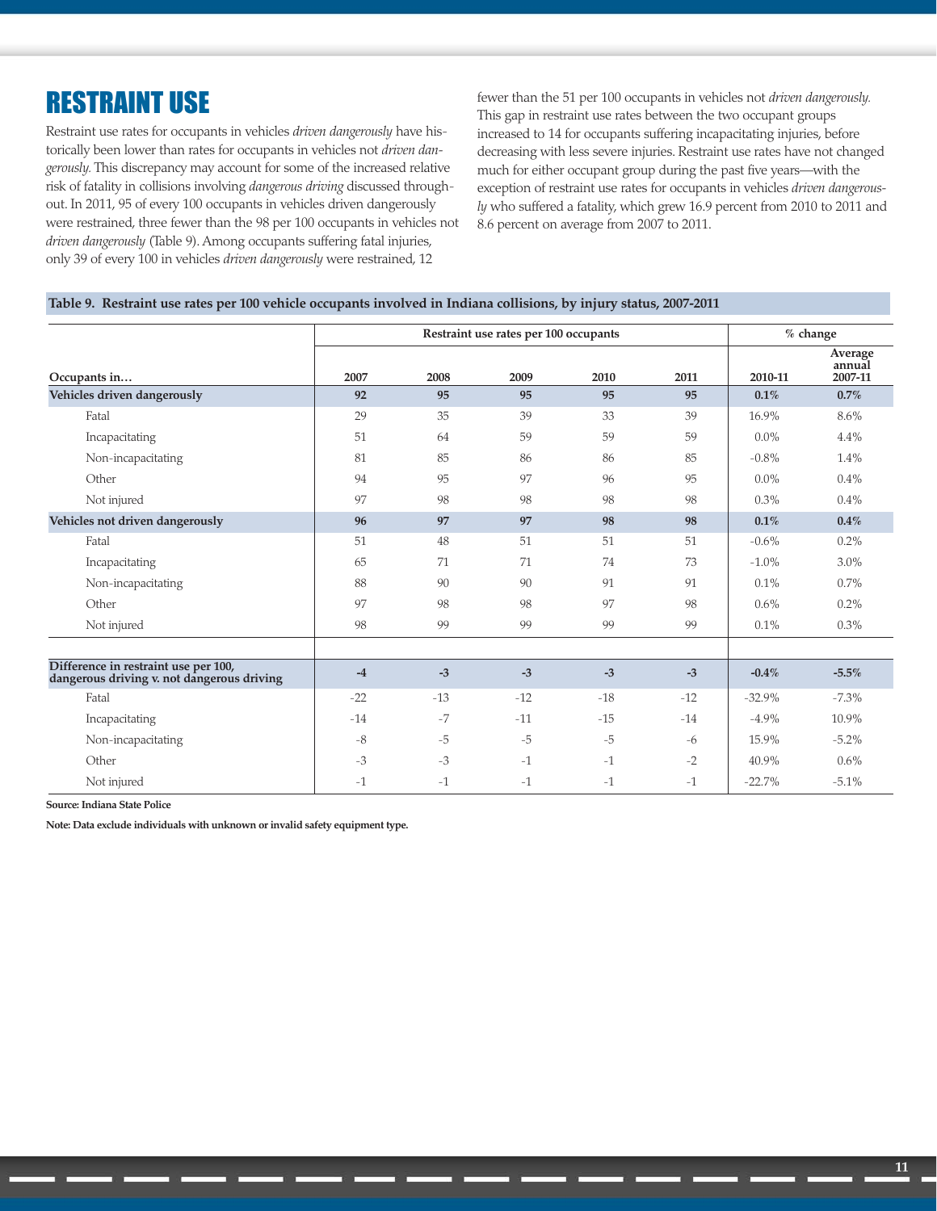# RESTRAINT USE

Restraint use rates for occupants in vehicles *driven dangerously* have historically been lower than rates for occupants in vehicles not *driven dangerously.* This discrepancy may account for some of the increased relative risk of fatality in collisions involving *dangerous driving* discussed throughout. In 2011, 95 of every 100 occupants in vehicles driven dangerously were restrained, three fewer than the 98 per 100 occupants in vehicles not *driven dangerously* (Table 9). Among occupants suffering fatal injuries, only 39 of every 100 in vehicles *driven dangerously* were restrained, 12 fewer than the 51 per 100 occupants in vehicles not *driven dangerously.* This gap in restraint use rates between the two occupant groups increased to 14 for occupants suffering incapacitating injuries, before decreasing with less severe injuries. Restraint use rates have not changed much for either occupant group during the past five years—with the exception of restraint use rates for occupants in vehicles *driven dangerously* who suffered a fatality, which grew 16.9 percent from 2010 to 2011 and 8.6 percent on average from 2007 to 2011.

**Table 9. Restraint use rates per 100 vehicle occupants involved in Indiana collisions, by injury status, 2007-2011**

| | Restraint use rates per 100 occupants | | | | | % change | |
|---|---|---|---|---|---|---|---|
| Occupants in… | 2007 | 2008 | 2009 | 2010 | 2011 | 2010-11 | Average annual 2007-11 |
| **Vehicles driven dangerously** | **92** | **95** | **95** | **95** | **95** | **0.1%** | **0.7%** |
| Fatal | 29 | 35 | 39 | 33 | 39 | 16.9% | 8.6% |
| Incapacitating | 51 | 64 | 59 | 59 | 59 | 0.0% | 4.4% |
| Non-incapacitating | 81 | 85 | 86 | 86 | 85 | -0.8% | 1.4% |
| Other | 94 | 95 | 97 | 96 | 95 | 0.0% | 0.4% |
| Not injured | 97 | 98 | 98 | 98 | 98 | 0.3% | 0.4% |
| **Vehicles not driven dangerously** | **96** | **97** | **97** | **98** | **98** | **0.1%** | **0.4%** |
| Fatal | 51 | 48 | 51 | 51 | 51 | -0.6% | 0.2% |
| Incapacitating | 65 | 71 | 71 | 74 | 73 | -1.0% | 3.0% |
| Non-incapacitating | 88 | 90 | 90 | 91 | 91 | 0.1% | 0.7% |
| Other | 97 | 98 | 98 | 97 | 98 | 0.6% | 0.2% |
| Not injured | 98 | 99 | 99 | 99 | 99 | 0.1% | 0.3% |
| **Difference in restraint use per 100, dangerous driving v. not dangerous driving** | **-4** | **-3** | **-3** | **-3** | **-3** | **-0.4%** | **-5.5%** |
| Fatal | -22 | -13 | -12 | -18 | -12 | -32.9% | -7.3% |
| Incapacitating | -14 | -7 | -11 | -15 | -14 | -4.9% | 10.9% |
| Non-incapacitating | -8 | -5 | -5 | -5 | -6 | 15.9% | -5.2% |
| Other | -3 | -3 | -1 | -1 | -2 | 40.9% | 0.6% |
| Not injured | -1 | -1 | -1 | -1 | -1 | -22.7% | -5.1% |

**Source: Indiana State Police**

**Note: Data exclude individuals with unknown or invalid safety equipment type.**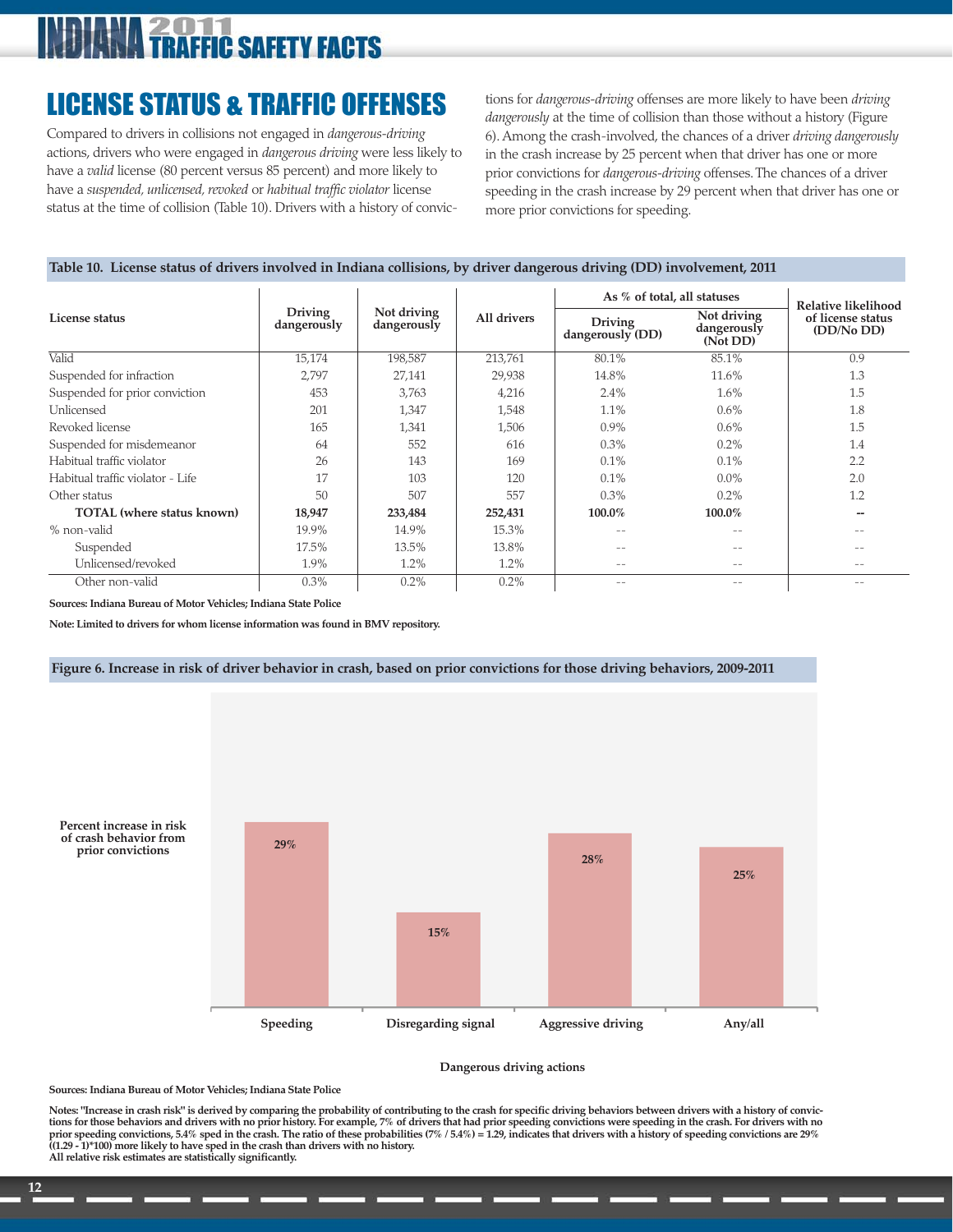## LICENSE STATUS & TRAFFIC OFFENSES

Compared to drivers in collisions not engaged in *dangerous-driving* actions, drivers who were engaged in *dangerous driving* were less likely to have a *valid* license (80 percent versus 85 percent) and more likely to have a *suspended, unlicensed, revoked* or *habitual traffic violator* license status at the time of collision (Table 10). Drivers with a history of convictions for *dangerous-driving* offenses are more likely to have been *driving dangerously* at the time of collision than those without a history (Figure 6). Among the crash-involved, the chances of a driver *driving dangerously* in the crash increase by 25 percent when that driver has one or more prior convictions for *dangerous-driving* offenses. The chances of a driver speeding in the crash increase by 29 percent when that driver has one or more prior convictions for speeding.

**Table 10. License status of drivers involved in Indiana collisions, by driver dangerous driving (DD) involvement, 2011**

| License status | Driving dangerously | Not driving dangerously | All drivers | As % of total, all statuses | | Relative likelihood of license status (DD/No DD) |
|---|---|---|---|---|---|---|
| | | | | Driving dangerously (DD) | Not driving dangerously (Not DD) | |
| Valid | 15,174 | 198,587 | 213,761 | 80.1% | 85.1% | 0.9 |
| Suspended for infraction | 2,797 | 27,141 | 29,938 | 14.8% | 11.6% | 1.3 |
| Suspended for prior conviction | 453 | 3,763 | 4,216 | 2.4% | 1.6% | 1.5 |
| Unlicensed | 201 | 1,347 | 1,548 | 1.1% | 0.6% | 1.8 |
| Revoked license | 165 | 1,341 | 1,506 | 0.9% | 0.6% | 1.5 |
| Suspended for misdemeanor | 64 | 552 | 616 | 0.3% | 0.2% | 1.4 |
| Habitual traffic violator | 26 | 143 | 169 | 0.1% | 0.1% | 2.2 |
| Habitual traffic violator - Life | 17 | 103 | 120 | 0.1% | 0.0% | 2.0 |
| Other status | 50 | 507 | 557 | 0.3% | 0.2% | 1.2 |
| **TOTAL (where status known)** | **18,947** | **233,484** | **252,431** | **100.0%** | **100.0%** | **--** |
| % non-valid | 19.9% | 14.9% | 15.3% | -- | -- | -- |
| Suspended | 17.5% | 13.5% | 13.8% | -- | -- | -- |
| Unlicensed/revoked | 1.9% | 1.2% | 1.2% | -- | -- | -- |
| Other non-valid | 0.3% | 0.2% | 0.2% | -- | -- | -- |

**Sources: Indiana Bureau of Motor Vehicles; Indiana State Police**

**Note: Limited to drivers for whom license information was found in BMV repository.**

**Figure 6. Increase in risk of driver behavior in crash, based on prior convictions for those driving behaviors, 2009-2011**

| Dangerous driving actions | Percent increase in risk of crash behavior from prior convictions |
|---|---|
| Speeding | 29% |
| Disregarding signal | 15% |
| Aggressive driving | 28% |
| Any/all | 25% |

**Sources: Indiana Bureau of Motor Vehicles; Indiana State Police**

**Notes: "Increase in crash risk" is derived by comparing the probability of contributing to the crash for specific driving behaviors between drivers with a history of convictions for those behaviors and drivers with no prior history. For example, 7% of drivers that had prior speeding convictions were speeding in the crash. For drivers with no prior speeding convictions, 5.4% sped in the crash. The ratio of these probabilities (7% / 5.4%) = 1.29, indicates that drivers with a history of speeding convictions are 29% ((1.29 - 1)*100) more likely to have sped in the crash than drivers with no history.**
**All relative risk estimates are statistically significantly.**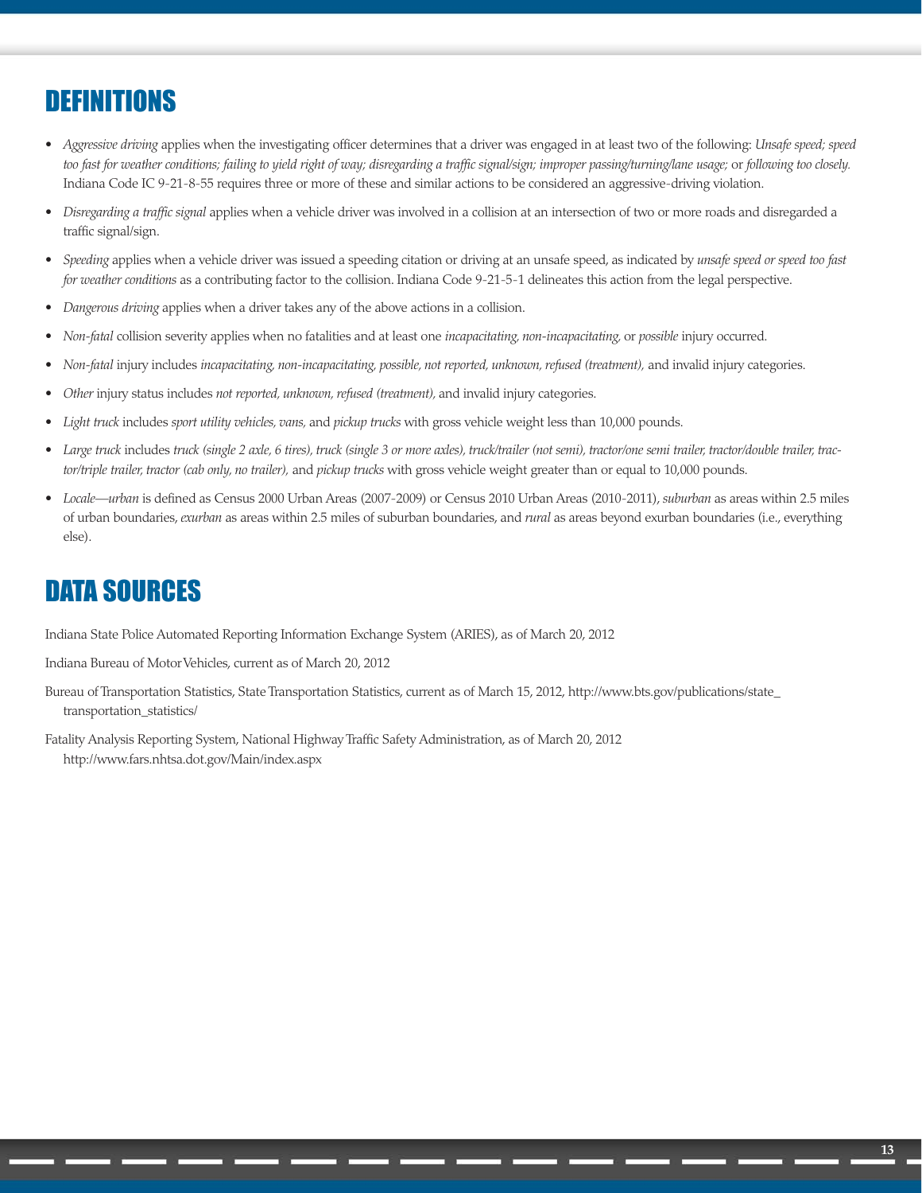## DEFINITIONS

- *Aggressive driving* applies when the investigating officer determines that a driver was engaged in at least two of the following: *Unsafe speed; speed too fast for weather conditions; failing to yield right of way; disregarding a traffic signal/sign; improper passing/turning/lane usage;* or *following too closely.* Indiana Code IC 9-21-8-55 requires three or more of these and similar actions to be considered an aggressive-driving violation.
- *Disregarding a traffic signal* applies when a vehicle driver was involved in a collision at an intersection of two or more roads and disregarded a traffic signal/sign.
- *Speeding* applies when a vehicle driver was issued a speeding citation or driving at an unsafe speed, as indicated by *unsafe speed or speed too fast for weather conditions* as a contributing factor to the collision. Indiana Code 9-21-5-1 delineates this action from the legal perspective.
- *Dangerous driving* applies when a driver takes any of the above actions in a collision.
- *Non-fatal* collision severity applies when no fatalities and at least one *incapacitating, non-incapacitating,* or *possible* injury occurred.
- *Non-fatal* injury includes *incapacitating, non-incapacitating, possible, not reported, unknown, refused (treatment),* and invalid injury categories.
- *Other* injury status includes *not reported, unknown, refused (treatment),* and invalid injury categories.
- *Light truck* includes *sport utility vehicles, vans,* and *pickup trucks* with gross vehicle weight less than 10,000 pounds.
- *Large truck* includes *truck (single 2 axle, 6 tires), truck (single 3 or more axles), truck/trailer (not semi), tractor/one semi trailer, tractor/double trailer, tractor/triple trailer, tractor (cab only, no trailer),* and *pickup trucks* with gross vehicle weight greater than or equal to 10,000 pounds.
- *Locale—urban* is defined as Census 2000 Urban Areas (2007-2009) or Census 2010 Urban Areas (2010-2011), *suburban* as areas within 2.5 miles of urban boundaries, *exurban* as areas within 2.5 miles of suburban boundaries, and *rural* as areas beyond exurban boundaries (i.e., everything else).

## DATA SOURCES

Indiana State Police Automated Reporting Information Exchange System (ARIES), as of March 20, 2012

Indiana Bureau of Motor Vehicles, current as of March 20, 2012

Bureau of Transportation Statistics, State Transportation Statistics, current as of March 15, 2012, http://www.bts.gov/publications/state_transportation_statistics/

Fatality Analysis Reporting System, National Highway Traffic Safety Administration, as of March 20, 2012 http://www.fars.nhtsa.dot.gov/Main/index.aspx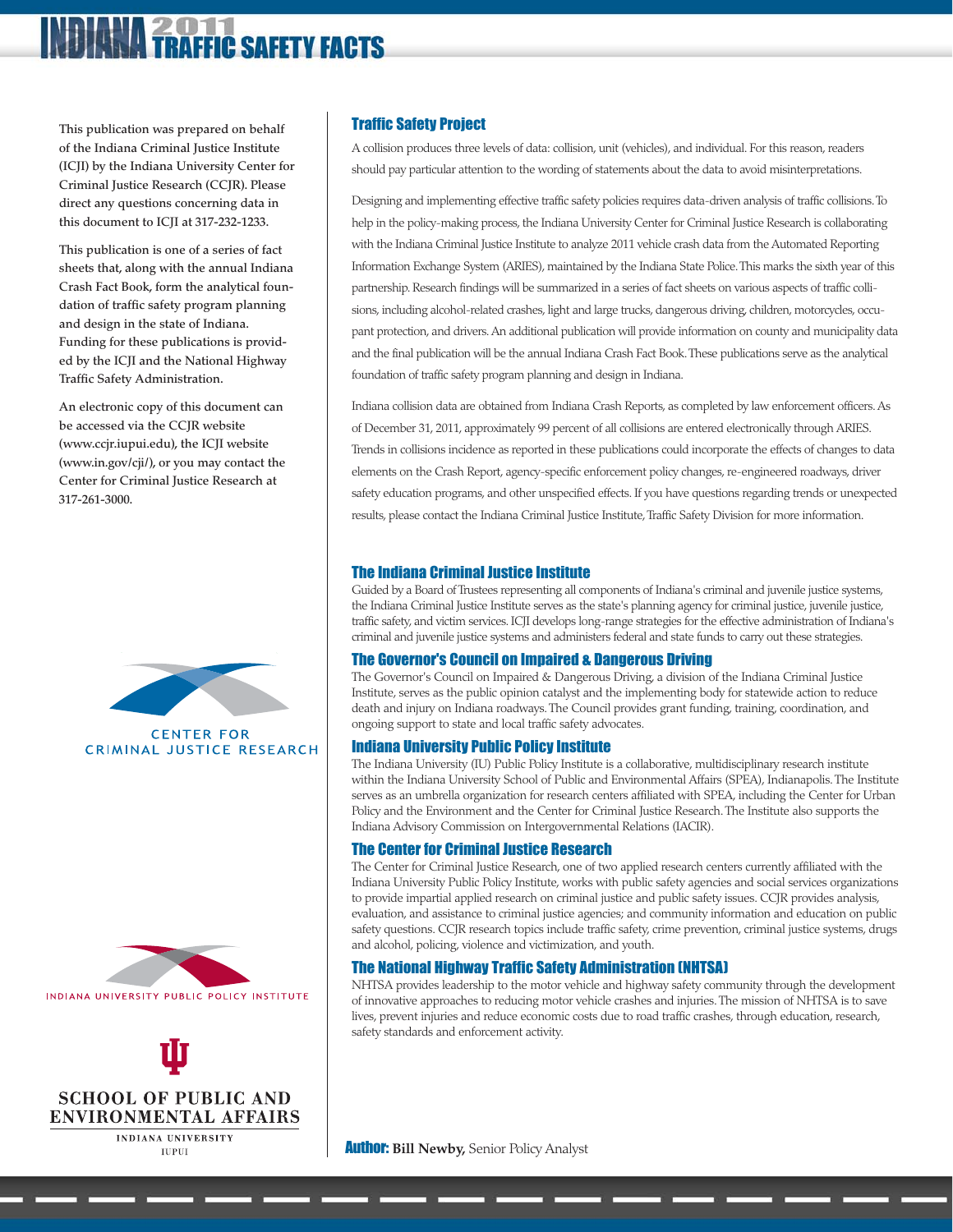This publication was prepared on behalf of the Indiana Criminal Justice Institute (ICJI) by the Indiana University Center for Criminal Justice Research (CCJR). Please direct any questions concerning data in this document to ICJI at 317-232-1233.

This publication is one of a series of fact sheets that, along with the annual Indiana Crash Fact Book, form the analytical foundation of traffic safety program planning and design in the state of Indiana. Funding for these publications is provided by the ICJI and the National Highway Traffic Safety Administration.

An electronic copy of this document can be accessed via the CCJR website (www.ccjr.iupui.edu), the ICJI website (www.in.gov/cji/), or you may contact the Center for Criminal Justice Research at 317-261-3000.

CENTER FOR CRIMINAL JUSTICE RESEARCH

INDIANA UNIVERSITY PUBLIC POLICY INSTITUTE

SCHOOL OF PUBLIC AND ENVIRONMENTAL AFFAIRS
INDIANA UNIVERSITY
IUPUI

## Traffic Safety Project

A collision produces three levels of data: collision, unit (vehicles), and individual. For this reason, readers should pay particular attention to the wording of statements about the data to avoid misinterpretations.

Designing and implementing effective traffic safety policies requires data-driven analysis of traffic collisions. To help in the policy-making process, the Indiana University Center for Criminal Justice Research is collaborating with the Indiana Criminal Justice Institute to analyze 2011 vehicle crash data from the Automated Reporting Information Exchange System (ARIES), maintained by the Indiana State Police. This marks the sixth year of this partnership. Research findings will be summarized in a series of fact sheets on various aspects of traffic collisions, including alcohol-related crashes, light and large trucks, dangerous driving, children, motorcycles, occupant protection, and drivers. An additional publication will provide information on county and municipality data and the final publication will be the annual Indiana Crash Fact Book. These publications serve as the analytical foundation of traffic safety program planning and design in Indiana.

Indiana collision data are obtained from Indiana Crash Reports, as completed by law enforcement officers. As of December 31, 2011, approximately 99 percent of all collisions are entered electronically through ARIES. Trends in collisions incidence as reported in these publications could incorporate the effects of changes to data elements on the Crash Report, agency-specific enforcement policy changes, re-engineered roadways, driver safety education programs, and other unspecified effects. If you have questions regarding trends or unexpected results, please contact the Indiana Criminal Justice Institute, Traffic Safety Division for more information.

## The Indiana Criminal Justice Institute

Guided by a Board of Trustees representing all components of Indiana's criminal and juvenile justice systems, the Indiana Criminal Justice Institute serves as the state's planning agency for criminal justice, juvenile justice, traffic safety, and victim services. ICJI develops long-range strategies for the effective administration of Indiana's criminal and juvenile justice systems and administers federal and state funds to carry out these strategies.

## The Governor's Council on Impaired & Dangerous Driving

The Governor's Council on Impaired & Dangerous Driving, a division of the Indiana Criminal Justice Institute, serves as the public opinion catalyst and the implementing body for statewide action to reduce death and injury on Indiana roadways. The Council provides grant funding, training, coordination, and ongoing support to state and local traffic safety advocates.

## Indiana University Public Policy Institute

The Indiana University (IU) Public Policy Institute is a collaborative, multidisciplinary research institute within the Indiana University School of Public and Environmental Affairs (SPEA), Indianapolis. The Institute serves as an umbrella organization for research centers affiliated with SPEA, including the Center for Urban Policy and the Environment and the Center for Criminal Justice Research. The Institute also supports the Indiana Advisory Commission on Intergovernmental Relations (IACIR).

## The Center for Criminal Justice Research

The Center for Criminal Justice Research, one of two applied research centers currently affiliated with the Indiana University Public Policy Institute, works with public safety agencies and social services organizations to provide impartial applied research on criminal justice and public safety issues. CCJR provides analysis, evaluation, and assistance to criminal justice agencies; and community information and education on public safety questions. CCJR research topics include traffic safety, crime prevention, criminal justice systems, drugs and alcohol, policing, violence and victimization, and youth.

## The National Highway Traffic Safety Administration (NHTSA)

NHTSA provides leadership to the motor vehicle and highway safety community through the development of innovative approaches to reducing motor vehicle crashes and injuries. The mission of NHTSA is to save lives, prevent injuries and reduce economic costs due to road traffic crashes, through education, research, safety standards and enforcement activity.

**Author:** **Bill Newby,** Senior Policy Analyst